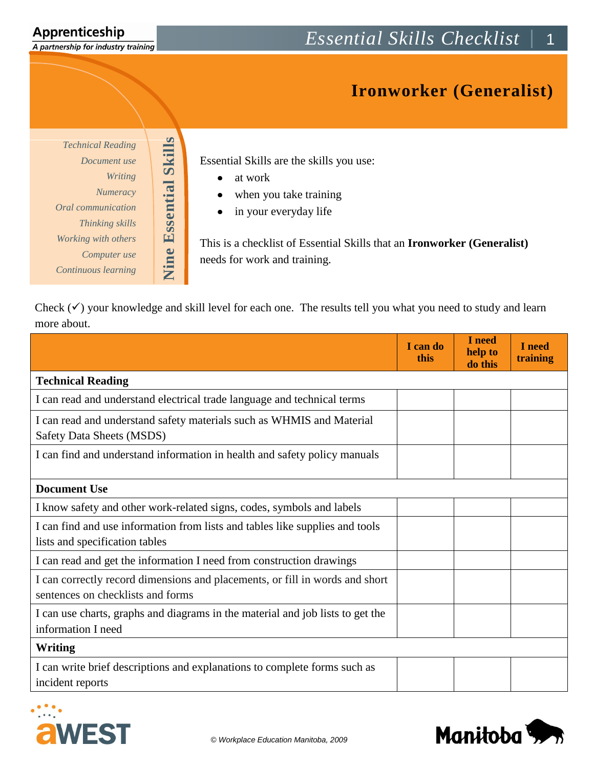Apprenticeship
*A partnership for industry training*

# Essential Skills Checklist

## Ironworker (Generalist)

**Nine Essential Skills**

*Technical Reading*
*Document use*
*Writing*
*Numeracy*
*Oral communication*
*Thinking skills*
*Working with others*
*Computer use*
*Continuous learning*

Essential Skills are the skills you use:

- at work
- when you take training
- in your everyday life

This is a checklist of Essential Skills that an **Ironworker (Generalist)** needs for work and training.

Check (✓) your knowledge and skill level for each one. The results tell you what you need to study and learn more about.

| | I can do this | I need help to do this | I need training |
|---|---|---|---|
| **Technical Reading** | | | |
| I can read and understand electrical trade language and technical terms | | | |
| I can read and understand safety materials such as WHMIS and Material Safety Data Sheets (MSDS) | | | |
| I can find and understand information in health and safety policy manuals | | | |
| **Document Use** | | | |
| I know safety and other work-related signs, codes, symbols and labels | | | |
| I can find and use information from lists and tables like supplies and tools lists and specification tables | | | |
| I can read and get the information I need from construction drawings | | | |
| I can correctly record dimensions and placements, or fill in words and short sentences on checklists and forms | | | |
| I can use charts, graphs and diagrams in the material and job lists to get the information I need | | | |
| **Writing** | | | |
| I can write brief descriptions and explanations to complete forms such as incident reports | | | |

© Workplace Education Manitoba, 2009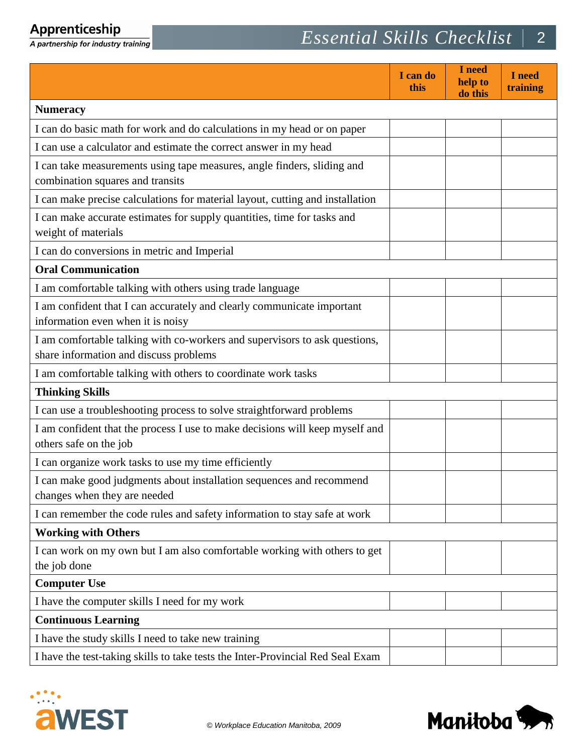| | I can do this | I need help to do this | I need training |
|---|---|---|---|
| **Numeracy** | | | |
| I can do basic math for work and do calculations in my head or on paper | | | |
| I can use a calculator and estimate the correct answer in my head | | | |
| I can take measurements using tape measures, angle finders, sliding and combination squares and transits | | | |
| I can make precise calculations for material layout, cutting and installation | | | |
| I can make accurate estimates for supply quantities, time for tasks and weight of materials | | | |
| I can do conversions in metric and Imperial | | | |
| **Oral Communication** | | | |
| I am comfortable talking with others using trade language | | | |
| I am confident that I can accurately and clearly communicate important information even when it is noisy | | | |
| I am comfortable talking with co-workers and supervisors to ask questions, share information and discuss problems | | | |
| I am comfortable talking with others to coordinate work tasks | | | |
| **Thinking Skills** | | | |
| I can use a troubleshooting process to solve straightforward problems | | | |
| I am confident that the process I use to make decisions will keep myself and others safe on the job | | | |
| I can organize work tasks to use my time efficiently | | | |
| I can make good judgments about installation sequences and recommend changes when they are needed | | | |
| I can remember the code rules and safety information to stay safe at work | | | |
| **Working with Others** | | | |
| I can work on my own but I am also comfortable working with others to get the job done | | | |
| **Computer Use** | | | |
| I have the computer skills I need for my work | | | |
| **Continuous Learning** | | | |
| I have the study skills I need to take new training | | | |
| I have the test-taking skills to take tests the Inter-Provincial Red Seal Exam | | | |

© Workplace Education Manitoba, 2009